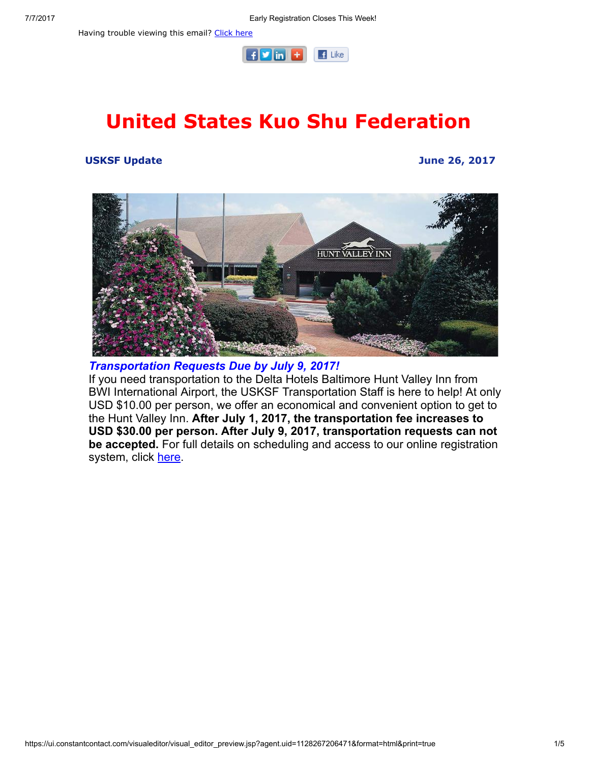Having trouble viewing this email? Click here

# United States Kuo Shu Federation

**USKSF Update** **June 26, 2017**

### *Transportation Requests Due by July 9, 2017!*

If you need transportation to the Delta Hotels Baltimore Hunt Valley Inn from BWI International Airport, the USKSF Transportation Staff is here to help! At only USD $10.00 per person, we offer an economical and convenient option to get to the Hunt Valley Inn. **After July 1, 2017, the transportation fee increases to USD $30.00 per person. After July 9, 2017, transportation requests can not be accepted.** For full details on scheduling and access to our online registration system, click here.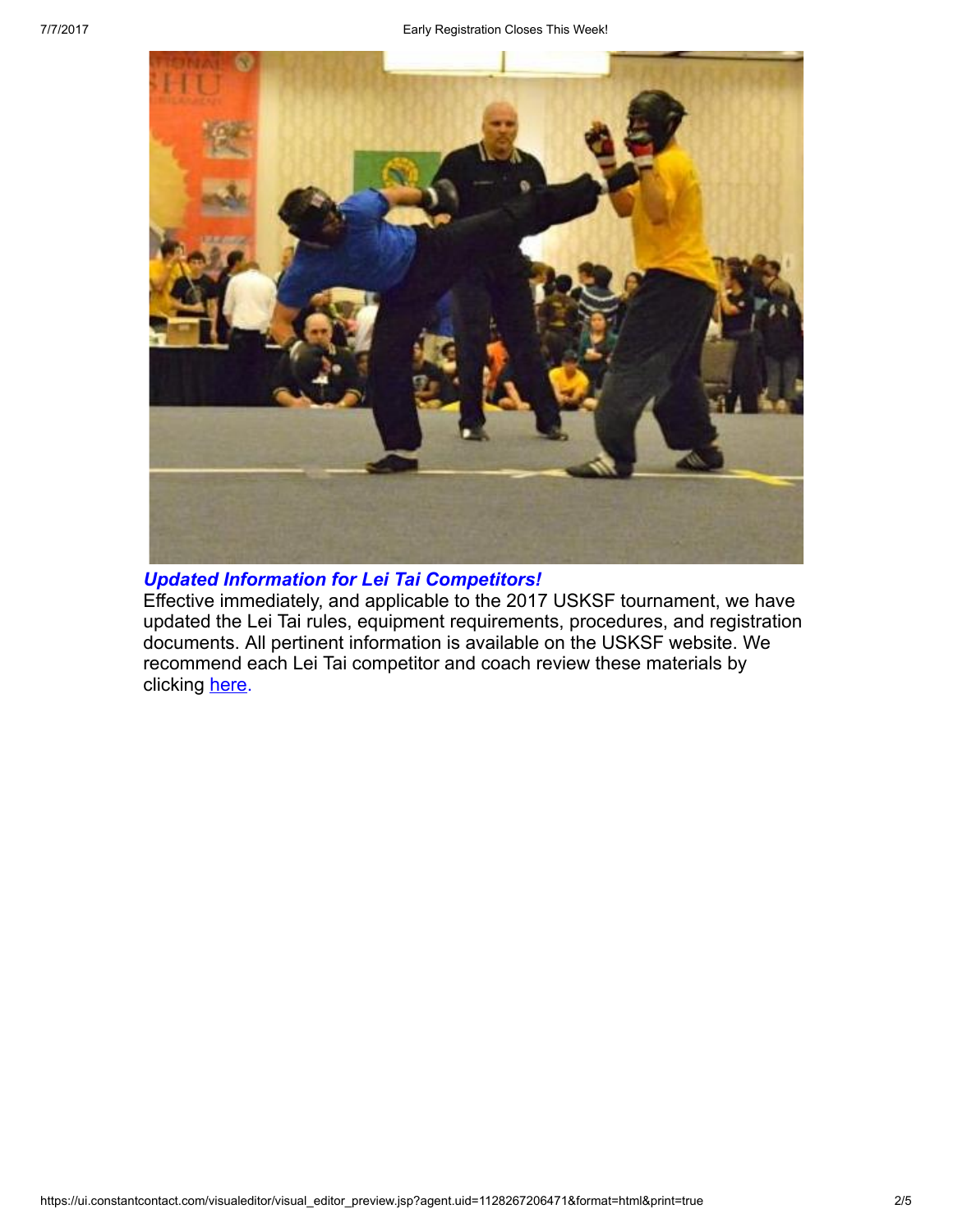### ***Updated Information for Lei Tai Competitors!***

Effective immediately, and applicable to the 2017 USKSF tournament, we have updated the Lei Tai rules, equipment requirements, procedures, and registration documents. All pertinent information is available on the USKSF website. We recommend each Lei Tai competitor and coach review these materials by clicking here.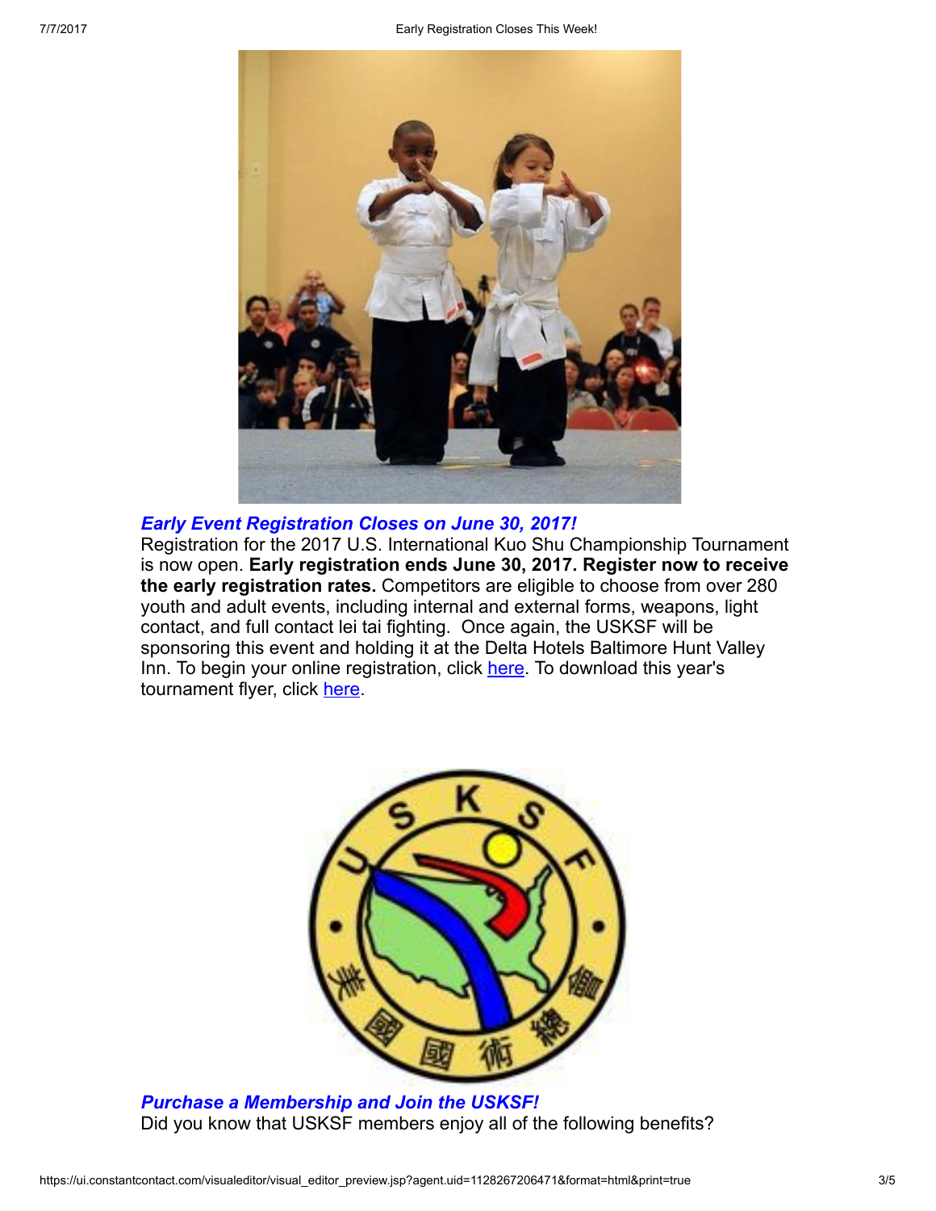### *Early Event Registration Closes on June 30, 2017!*

Registration for the 2017 U.S. International Kuo Shu Championship Tournament is now open. **Early registration ends June 30, 2017. Register now to receive the early registration rates.** Competitors are eligible to choose from over 280 youth and adult events, including internal and external forms, weapons, light contact, and full contact lei tai fighting. Once again, the USKSF will be sponsoring this event and holding it at the Delta Hotels Baltimore Hunt Valley Inn. To begin your online registration, click here. To download this year's tournament flyer, click here.

### *Purchase a Membership and Join the USKSF!*

Did you know that USKSF members enjoy all of the following benefits?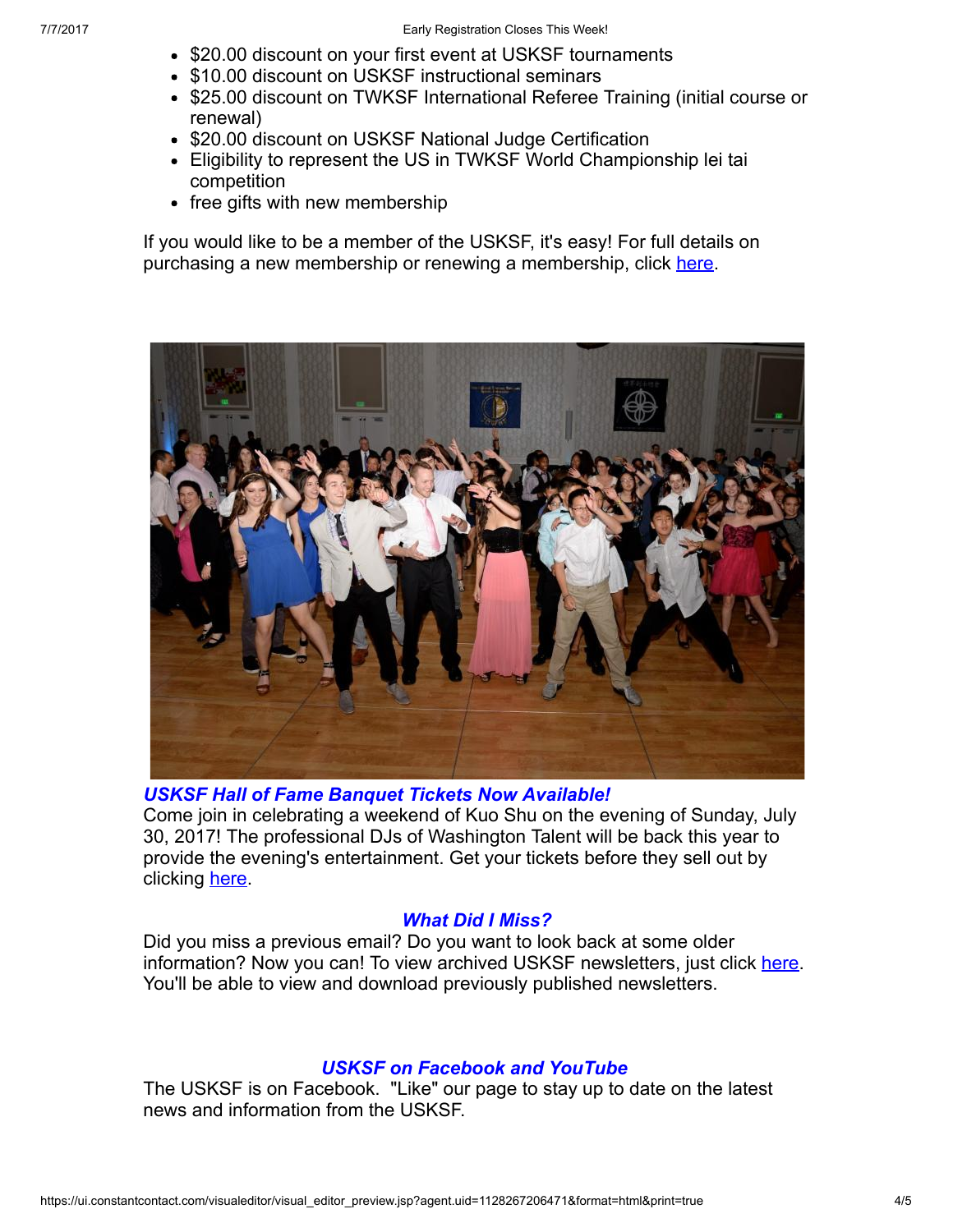- $20.00 discount on your first event at USKSF tournaments
- $10.00 discount on USKSF instructional seminars
- $25.00 discount on TWKSF International Referee Training (initial course or renewal)
- $20.00 discount on USKSF National Judge Certification
- Eligibility to represent the US in TWKSF World Championship lei tai competition
- free gifts with new membership

If you would like to be a member of the USKSF, it's easy! For full details on purchasing a new membership or renewing a membership, click here.

### *USKSF Hall of Fame Banquet Tickets Now Available!*

Come join in celebrating a weekend of Kuo Shu on the evening of Sunday, July 30, 2017! The professional DJs of Washington Talent will be back this year to provide the evening's entertainment. Get your tickets before they sell out by clicking here.

### *What Did I Miss?*

Did you miss a previous email? Do you want to look back at some older information? Now you can! To view archived USKSF newsletters, just click here. You'll be able to view and download previously published newsletters.

### *USKSF on Facebook and YouTube*

The USKSF is on Facebook. "Like" our page to stay up to date on the latest news and information from the USKSF.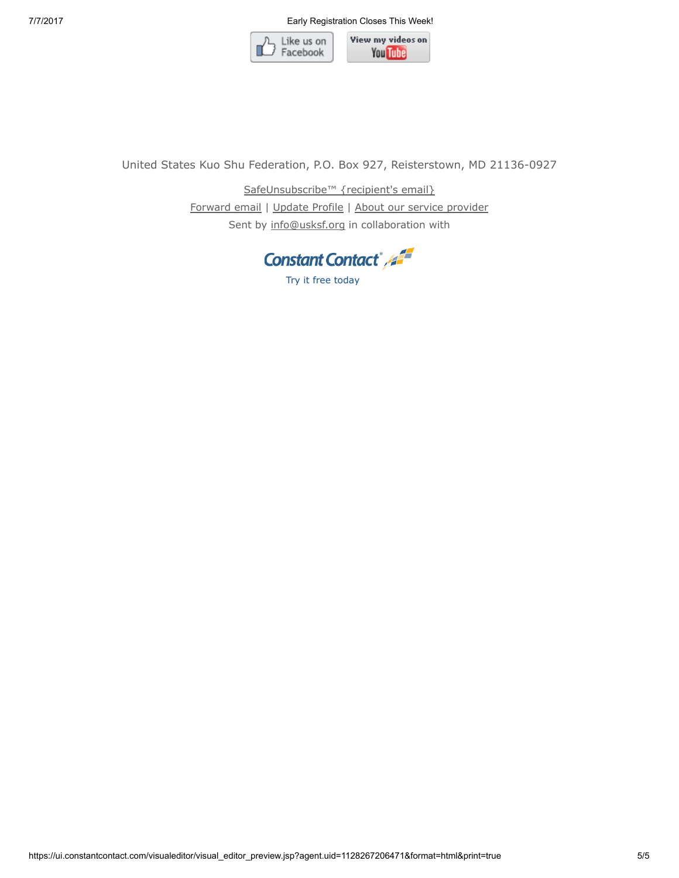Like us on Facebook | View my videos on YouTube

United States Kuo Shu Federation, P.O. Box 927, Reisterstown, MD 21136-0927

SafeUnsubscribe™ {recipient's email}

Forward email | Update Profile | About our service provider

Sent by info@usksf.org in collaboration with

Constant Contact®

Try it free today